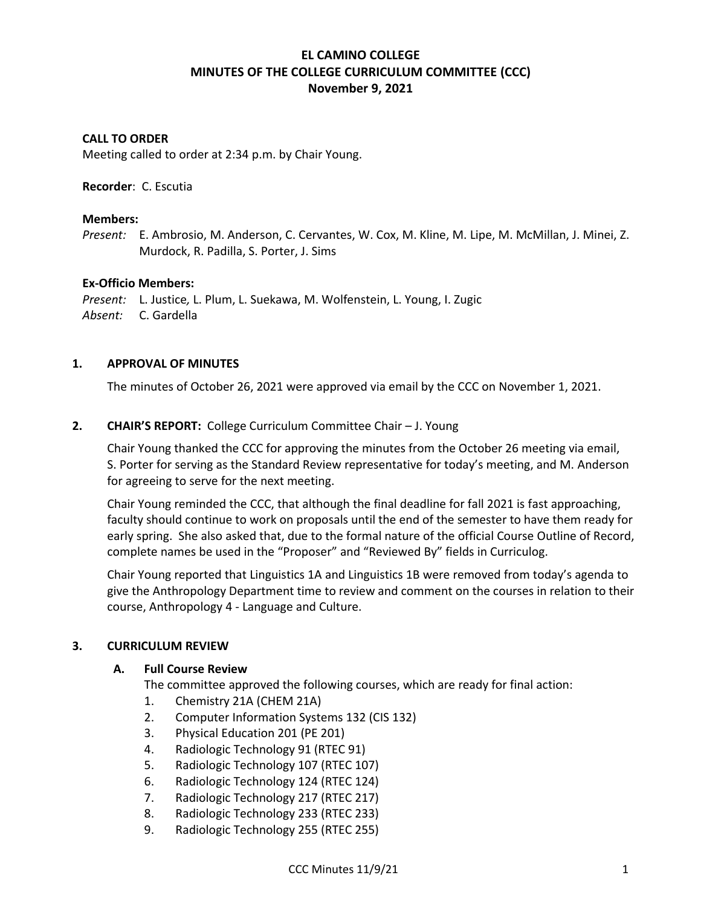# EL CAMINO COLLEGE
# MINUTES OF THE COLLEGE CURRICULUM COMMITTEE (CCC)
## November 9, 2021

**CALL TO ORDER**
Meeting called to order at 2:34 p.m. by Chair Young.

**Recorder**: C. Escutia

**Members:**
*Present:* E. Ambrosio, M. Anderson, C. Cervantes, W. Cox, M. Kline, M. Lipe, M. McMillan, J. Minei, Z. Murdock, R. Padilla, S. Porter, J. Sims

**Ex-Officio Members:**
*Present:* L. Justice*,* L. Plum, L. Suekawa, M. Wolfenstein, L. Young, I. Zugic
*Absent:* C. Gardella

### 1. APPROVAL OF MINUTES

The minutes of October 26, 2021 were approved via email by the CCC on November 1, 2021.

### 2. CHAIR'S REPORT: College Curriculum Committee Chair – J. Young

Chair Young thanked the CCC for approving the minutes from the October 26 meeting via email, S. Porter for serving as the Standard Review representative for today's meeting, and M. Anderson for agreeing to serve for the next meeting.

Chair Young reminded the CCC, that although the final deadline for fall 2021 is fast approaching, faculty should continue to work on proposals until the end of the semester to have them ready for early spring. She also asked that, due to the formal nature of the official Course Outline of Record, complete names be used in the "Proposer" and "Reviewed By" fields in Curriculog.

Chair Young reported that Linguistics 1A and Linguistics 1B were removed from today's agenda to give the Anthropology Department time to review and comment on the courses in relation to their course, Anthropology 4 - Language and Culture.

### 3. CURRICULUM REVIEW

**A. Full Course Review**

The committee approved the following courses, which are ready for final action:

1. Chemistry 21A (CHEM 21A)
2. Computer Information Systems 132 (CIS 132)
3. Physical Education 201 (PE 201)
4. Radiologic Technology 91 (RTEC 91)
5. Radiologic Technology 107 (RTEC 107)
6. Radiologic Technology 124 (RTEC 124)
7. Radiologic Technology 217 (RTEC 217)
8. Radiologic Technology 233 (RTEC 233)
9. Radiologic Technology 255 (RTEC 255)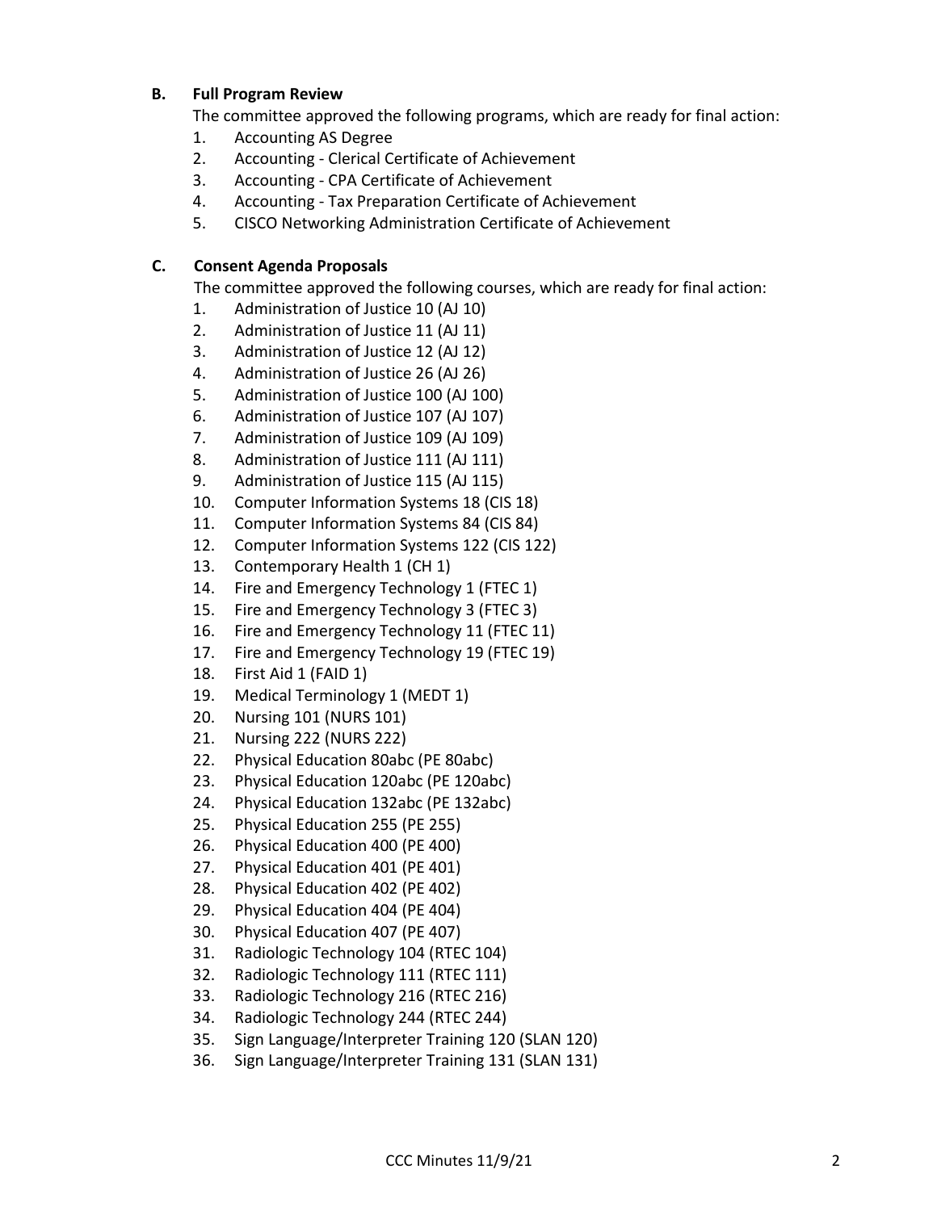**B. Full Program Review**

The committee approved the following programs, which are ready for final action:

1. Accounting AS Degree
2. Accounting - Clerical Certificate of Achievement
3. Accounting - CPA Certificate of Achievement
4. Accounting - Tax Preparation Certificate of Achievement
5. CISCO Networking Administration Certificate of Achievement

**C. Consent Agenda Proposals**

The committee approved the following courses, which are ready for final action:

1. Administration of Justice 10 (AJ 10)
2. Administration of Justice 11 (AJ 11)
3. Administration of Justice 12 (AJ 12)
4. Administration of Justice 26 (AJ 26)
5. Administration of Justice 100 (AJ 100)
6. Administration of Justice 107 (AJ 107)
7. Administration of Justice 109 (AJ 109)
8. Administration of Justice 111 (AJ 111)
9. Administration of Justice 115 (AJ 115)
10. Computer Information Systems 18 (CIS 18)
11. Computer Information Systems 84 (CIS 84)
12. Computer Information Systems 122 (CIS 122)
13. Contemporary Health 1 (CH 1)
14. Fire and Emergency Technology 1 (FTEC 1)
15. Fire and Emergency Technology 3 (FTEC 3)
16. Fire and Emergency Technology 11 (FTEC 11)
17. Fire and Emergency Technology 19 (FTEC 19)
18. First Aid 1 (FAID 1)
19. Medical Terminology 1 (MEDT 1)
20. Nursing 101 (NURS 101)
21. Nursing 222 (NURS 222)
22. Physical Education 80abc (PE 80abc)
23. Physical Education 120abc (PE 120abc)
24. Physical Education 132abc (PE 132abc)
25. Physical Education 255 (PE 255)
26. Physical Education 400 (PE 400)
27. Physical Education 401 (PE 401)
28. Physical Education 402 (PE 402)
29. Physical Education 404 (PE 404)
30. Physical Education 407 (PE 407)
31. Radiologic Technology 104 (RTEC 104)
32. Radiologic Technology 111 (RTEC 111)
33. Radiologic Technology 216 (RTEC 216)
34. Radiologic Technology 244 (RTEC 244)
35. Sign Language/Interpreter Training 120 (SLAN 120)
36. Sign Language/Interpreter Training 131 (SLAN 131)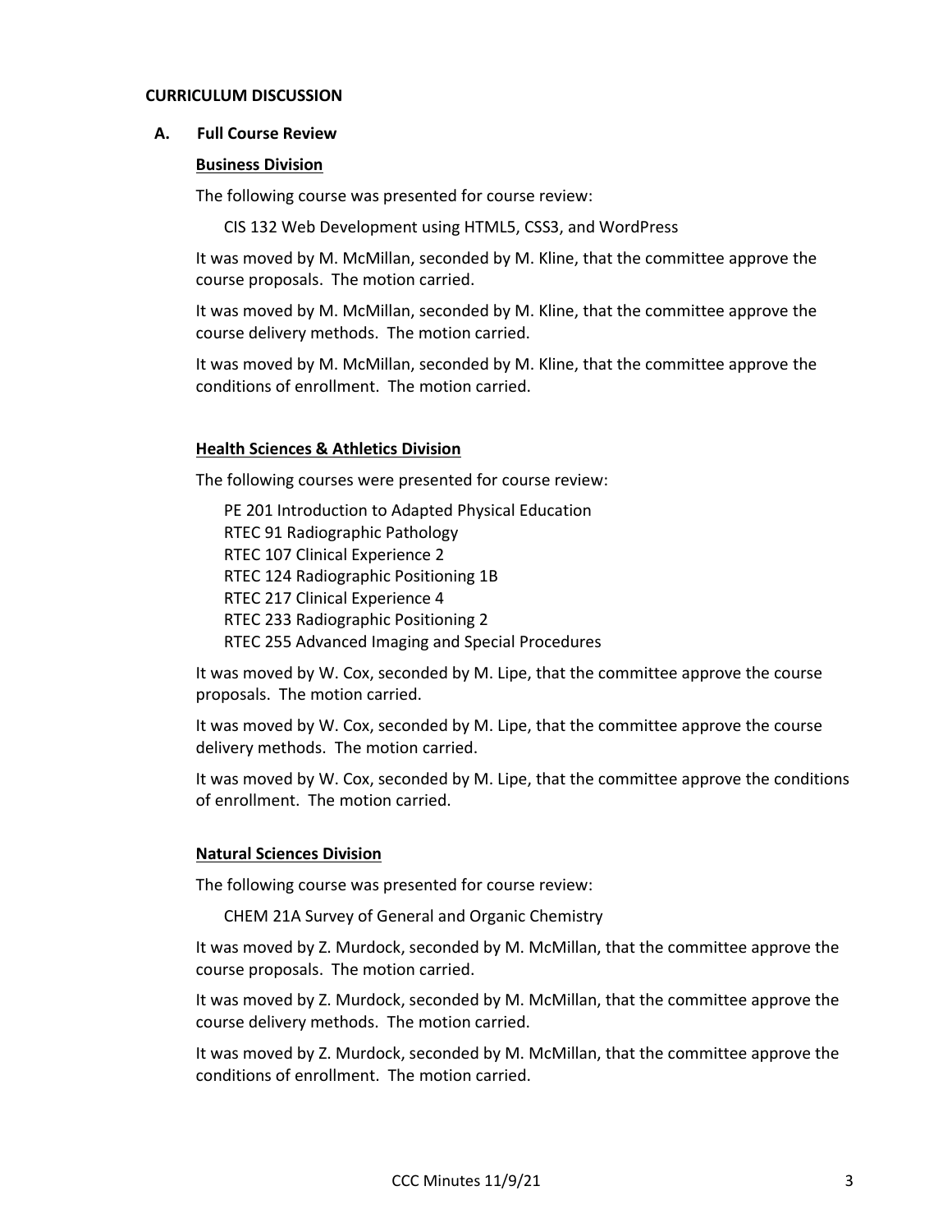**CURRICULUM DISCUSSION**

**A. Full Course Review**

**Business Division**

The following course was presented for course review:

CIS 132 Web Development using HTML5, CSS3, and WordPress

It was moved by M. McMillan, seconded by M. Kline, that the committee approve the course proposals. The motion carried.

It was moved by M. McMillan, seconded by M. Kline, that the committee approve the course delivery methods. The motion carried.

It was moved by M. McMillan, seconded by M. Kline, that the committee approve the conditions of enrollment. The motion carried.

**Health Sciences & Athletics Division**

The following courses were presented for course review:

PE 201 Introduction to Adapted Physical Education
RTEC 91 Radiographic Pathology
RTEC 107 Clinical Experience 2
RTEC 124 Radiographic Positioning 1B
RTEC 217 Clinical Experience 4
RTEC 233 Radiographic Positioning 2
RTEC 255 Advanced Imaging and Special Procedures

It was moved by W. Cox, seconded by M. Lipe, that the committee approve the course proposals. The motion carried.

It was moved by W. Cox, seconded by M. Lipe, that the committee approve the course delivery methods. The motion carried.

It was moved by W. Cox, seconded by M. Lipe, that the committee approve the conditions of enrollment. The motion carried.

**Natural Sciences Division**

The following course was presented for course review:

CHEM 21A Survey of General and Organic Chemistry

It was moved by Z. Murdock, seconded by M. McMillan, that the committee approve the course proposals. The motion carried.

It was moved by Z. Murdock, seconded by M. McMillan, that the committee approve the course delivery methods. The motion carried.

It was moved by Z. Murdock, seconded by M. McMillan, that the committee approve the conditions of enrollment. The motion carried.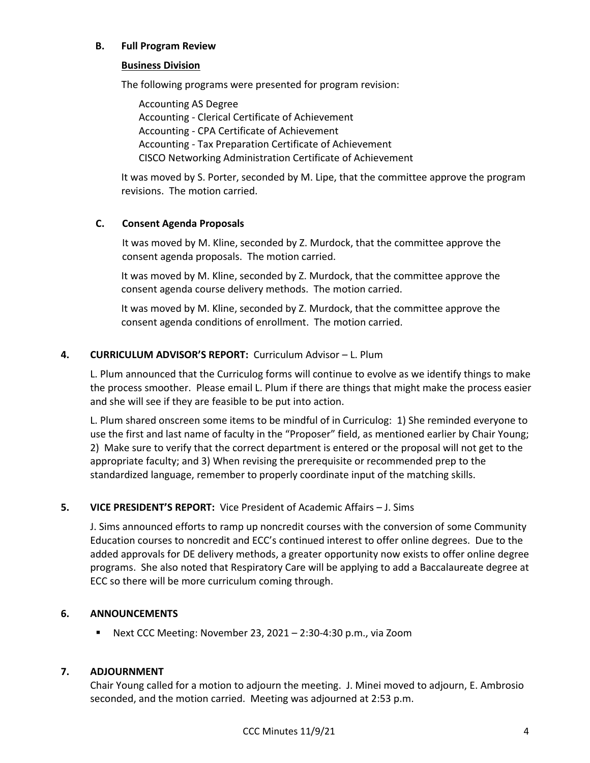**B. Full Program Review**

**Business Division**

The following programs were presented for program revision:

Accounting AS Degree
Accounting - Clerical Certificate of Achievement
Accounting - CPA Certificate of Achievement
Accounting - Tax Preparation Certificate of Achievement
CISCO Networking Administration Certificate of Achievement

It was moved by S. Porter, seconded by M. Lipe, that the committee approve the program revisions. The motion carried.

**C. Consent Agenda Proposals**

It was moved by M. Kline, seconded by Z. Murdock, that the committee approve the consent agenda proposals. The motion carried.

It was moved by M. Kline, seconded by Z. Murdock, that the committee approve the consent agenda course delivery methods. The motion carried.

It was moved by M. Kline, seconded by Z. Murdock, that the committee approve the consent agenda conditions of enrollment. The motion carried.

**4. CURRICULUM ADVISOR'S REPORT:** Curriculum Advisor – L. Plum

L. Plum announced that the Curriculog forms will continue to evolve as we identify things to make the process smoother. Please email L. Plum if there are things that might make the process easier and she will see if they are feasible to be put into action.

L. Plum shared onscreen some items to be mindful of in Curriculog: 1) She reminded everyone to use the first and last name of faculty in the "Proposer" field, as mentioned earlier by Chair Young; 2) Make sure to verify that the correct department is entered or the proposal will not get to the appropriate faculty; and 3) When revising the prerequisite or recommended prep to the standardized language, remember to properly coordinate input of the matching skills.

**5. VICE PRESIDENT'S REPORT:** Vice President of Academic Affairs – J. Sims

J. Sims announced efforts to ramp up noncredit courses with the conversion of some Community Education courses to noncredit and ECC's continued interest to offer online degrees. Due to the added approvals for DE delivery methods, a greater opportunity now exists to offer online degree programs. She also noted that Respiratory Care will be applying to add a Baccalaureate degree at ECC so there will be more curriculum coming through.

**6. ANNOUNCEMENTS**

- Next CCC Meeting: November 23, 2021 – 2:30-4:30 p.m., via Zoom

**7. ADJOURNMENT**

Chair Young called for a motion to adjourn the meeting. J. Minei moved to adjourn, E. Ambrosio seconded, and the motion carried. Meeting was adjourned at 2:53 p.m.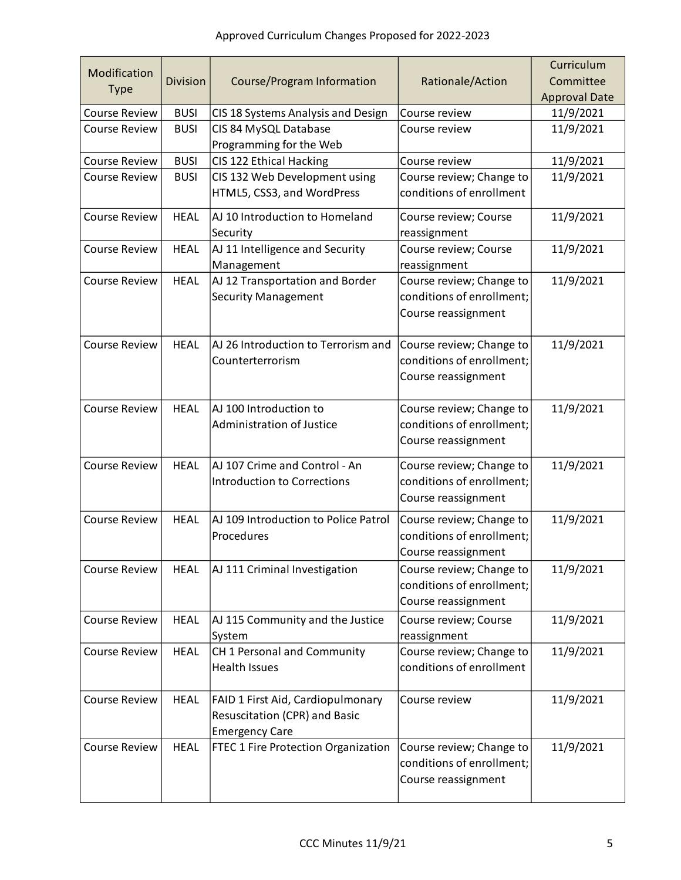Approved Curriculum Changes Proposed for 2022-2023

| Modification Type | Division | Course/Program Information | Rationale/Action | Curriculum Committee Approval Date |
| --- | --- | --- | --- | --- |
| Course Review | BUSI | CIS 18 Systems Analysis and Design | Course review | 11/9/2021 |
| Course Review | BUSI | CIS 84 MySQL Database Programming for the Web | Course review | 11/9/2021 |
| Course Review | BUSI | CIS 122 Ethical Hacking | Course review | 11/9/2021 |
| Course Review | BUSI | CIS 132 Web Development using HTML5, CSS3, and WordPress | Course review; Change to conditions of enrollment | 11/9/2021 |
| Course Review | HEAL | AJ 10 Introduction to Homeland Security | Course review; Course reassignment | 11/9/2021 |
| Course Review | HEAL | AJ 11 Intelligence and Security Management | Course review; Course reassignment | 11/9/2021 |
| Course Review | HEAL | AJ 12 Transportation and Border Security Management | Course review; Change to conditions of enrollment; Course reassignment | 11/9/2021 |
| Course Review | HEAL | AJ 26 Introduction to Terrorism and Counterterrorism | Course review; Change to conditions of enrollment; Course reassignment | 11/9/2021 |
| Course Review | HEAL | AJ 100 Introduction to Administration of Justice | Course review; Change to conditions of enrollment; Course reassignment | 11/9/2021 |
| Course Review | HEAL | AJ 107 Crime and Control - An Introduction to Corrections | Course review; Change to conditions of enrollment; Course reassignment | 11/9/2021 |
| Course Review | HEAL | AJ 109 Introduction to Police Patrol Procedures | Course review; Change to conditions of enrollment; Course reassignment | 11/9/2021 |
| Course Review | HEAL | AJ 111 Criminal Investigation | Course review; Change to conditions of enrollment; Course reassignment | 11/9/2021 |
| Course Review | HEAL | AJ 115 Community and the Justice System | Course review; Course reassignment | 11/9/2021 |
| Course Review | HEAL | CH 1 Personal and Community Health Issues | Course review; Change to conditions of enrollment | 11/9/2021 |
| Course Review | HEAL | FAID 1 First Aid, Cardiopulmonary Resuscitation (CPR) and Basic Emergency Care | Course review | 11/9/2021 |
| Course Review | HEAL | FTEC 1 Fire Protection Organization | Course review; Change to conditions of enrollment; Course reassignment | 11/9/2021 |

CCC Minutes 11/9/21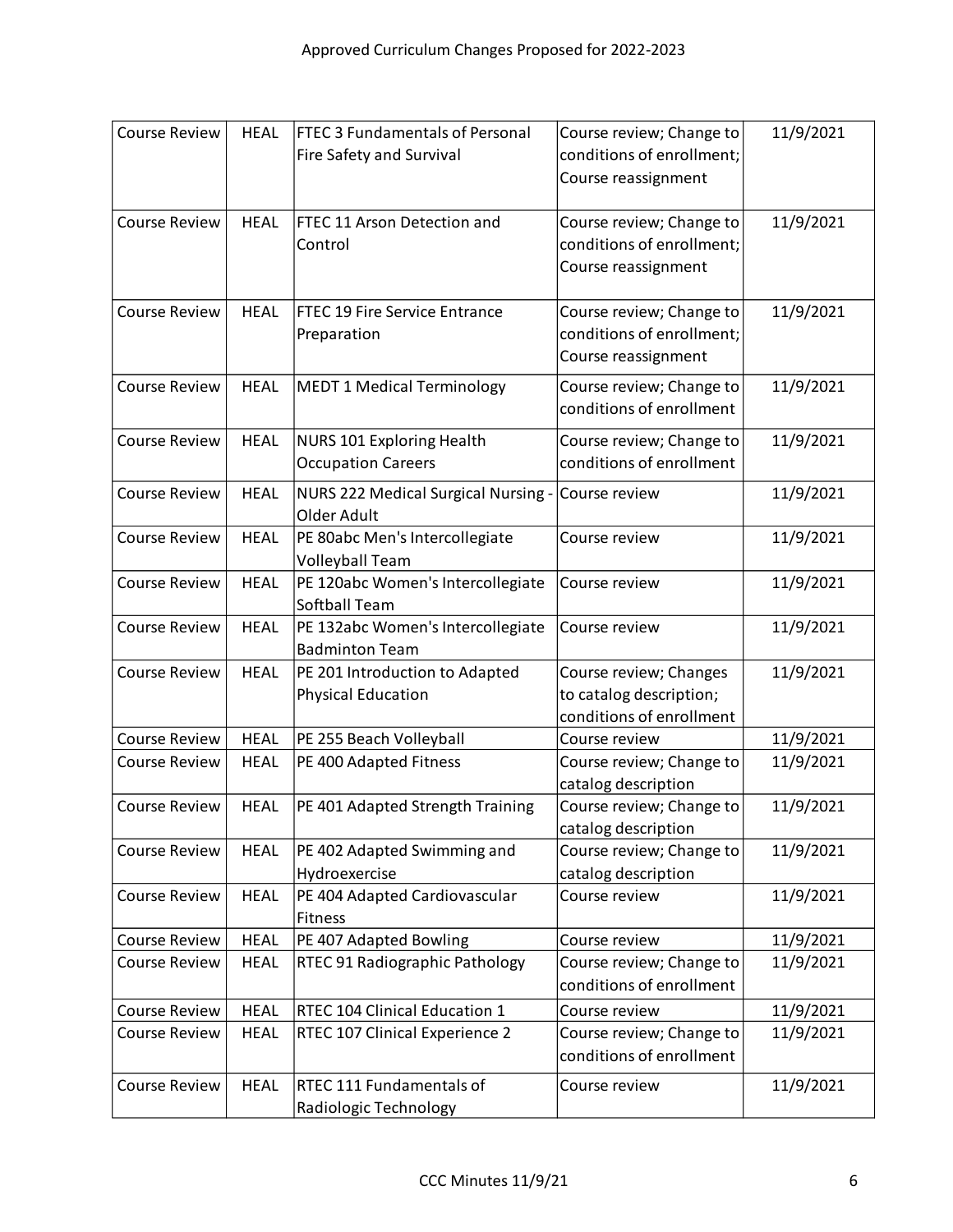Approved Curriculum Changes Proposed for 2022-2023

| | | | | |
|---|---|---|---|---|
| Course Review | HEAL | FTEC 3 Fundamentals of Personal Fire Safety and Survival | Course review; Change to conditions of enrollment; Course reassignment | 11/9/2021 |
| Course Review | HEAL | FTEC 11 Arson Detection and Control | Course review; Change to conditions of enrollment; Course reassignment | 11/9/2021 |
| Course Review | HEAL | FTEC 19 Fire Service Entrance Preparation | Course review; Change to conditions of enrollment; Course reassignment | 11/9/2021 |
| Course Review | HEAL | MEDT 1 Medical Terminology | Course review; Change to conditions of enrollment | 11/9/2021 |
| Course Review | HEAL | NURS 101 Exploring Health Occupation Careers | Course review; Change to conditions of enrollment | 11/9/2021 |
| Course Review | HEAL | NURS 222 Medical Surgical Nursing - Older Adult | Course review | 11/9/2021 |
| Course Review | HEAL | PE 80abc Men's Intercollegiate Volleyball Team | Course review | 11/9/2021 |
| Course Review | HEAL | PE 120abc Women's Intercollegiate Softball Team | Course review | 11/9/2021 |
| Course Review | HEAL | PE 132abc Women's Intercollegiate Badminton Team | Course review | 11/9/2021 |
| Course Review | HEAL | PE 201 Introduction to Adapted Physical Education | Course review; Changes to catalog description; conditions of enrollment | 11/9/2021 |
| Course Review | HEAL | PE 255 Beach Volleyball | Course review | 11/9/2021 |
| Course Review | HEAL | PE 400 Adapted Fitness | Course review; Change to catalog description | 11/9/2021 |
| Course Review | HEAL | PE 401 Adapted Strength Training | Course review; Change to catalog description | 11/9/2021 |
| Course Review | HEAL | PE 402 Adapted Swimming and Hydroexercise | Course review; Change to catalog description | 11/9/2021 |
| Course Review | HEAL | PE 404 Adapted Cardiovascular Fitness | Course review | 11/9/2021 |
| Course Review | HEAL | PE 407 Adapted Bowling | Course review | 11/9/2021 |
| Course Review | HEAL | RTEC 91 Radiographic Pathology | Course review; Change to conditions of enrollment | 11/9/2021 |
| Course Review | HEAL | RTEC 104 Clinical Education 1 | Course review | 11/9/2021 |
| Course Review | HEAL | RTEC 107 Clinical Experience 2 | Course review; Change to conditions of enrollment | 11/9/2021 |
| Course Review | HEAL | RTEC 111 Fundamentals of Radiologic Technology | Course review | 11/9/2021 |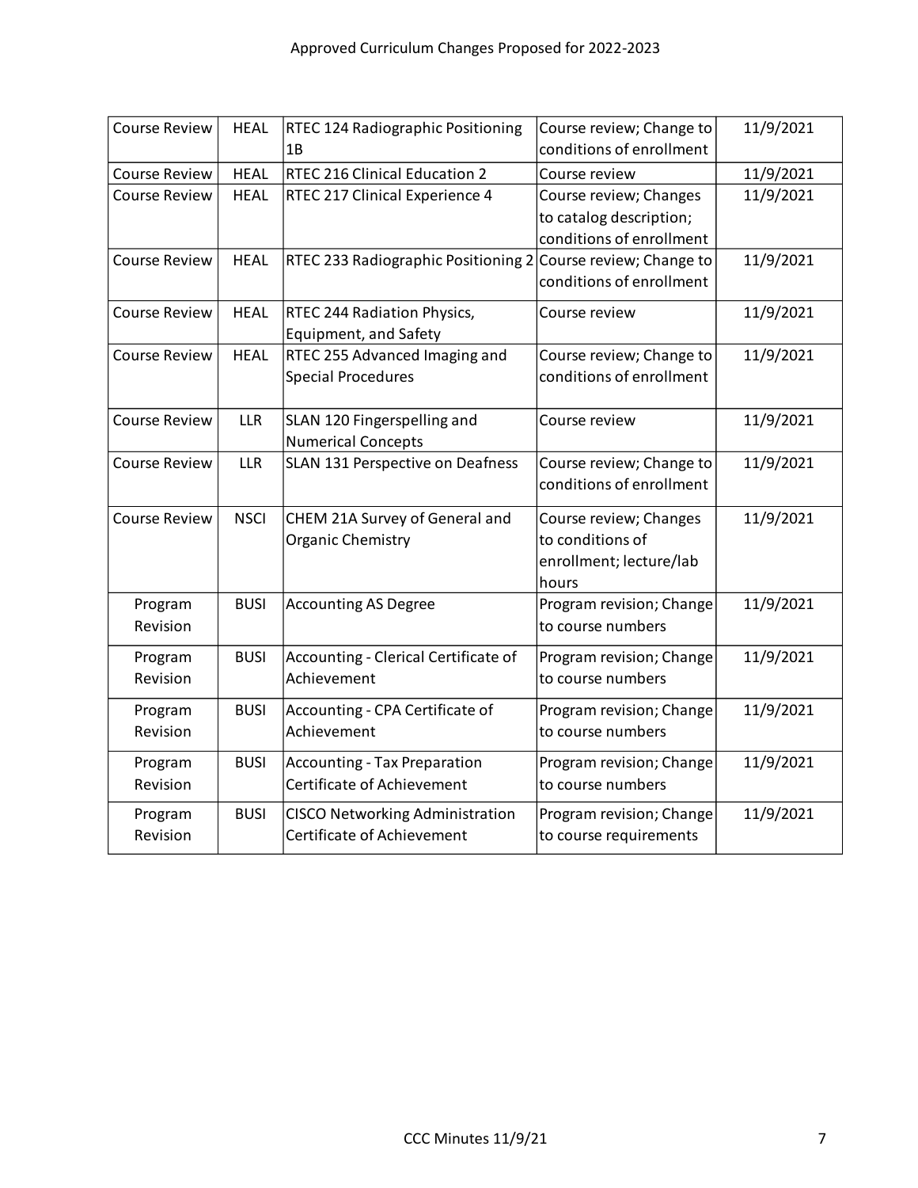| | | | | |
|---|---|---|---|---|
| Course Review | HEAL | RTEC 124 Radiographic Positioning 1B | Course review; Change to conditions of enrollment | 11/9/2021 |
| Course Review | HEAL | RTEC 216 Clinical Education 2 | Course review | 11/9/2021 |
| Course Review | HEAL | RTEC 217 Clinical Experience 4 | Course review; Changes to catalog description; conditions of enrollment | 11/9/2021 |
| Course Review | HEAL | RTEC 233 Radiographic Positioning 2 | Course review; Change to conditions of enrollment | 11/9/2021 |
| Course Review | HEAL | RTEC 244 Radiation Physics, Equipment, and Safety | Course review | 11/9/2021 |
| Course Review | HEAL | RTEC 255 Advanced Imaging and Special Procedures | Course review; Change to conditions of enrollment | 11/9/2021 |
| Course Review | LLR | SLAN 120 Fingerspelling and Numerical Concepts | Course review | 11/9/2021 |
| Course Review | LLR | SLAN 131 Perspective on Deafness | Course review; Change to conditions of enrollment | 11/9/2021 |
| Course Review | NSCI | CHEM 21A Survey of General and Organic Chemistry | Course review; Changes to conditions of enrollment; lecture/lab hours | 11/9/2021 |
| Program Revision | BUSI | Accounting AS Degree | Program revision; Change to course numbers | 11/9/2021 |
| Program Revision | BUSI | Accounting - Clerical Certificate of Achievement | Program revision; Change to course numbers | 11/9/2021 |
| Program Revision | BUSI | Accounting - CPA Certificate of Achievement | Program revision; Change to course numbers | 11/9/2021 |
| Program Revision | BUSI | Accounting - Tax Preparation Certificate of Achievement | Program revision; Change to course numbers | 11/9/2021 |
| Program Revision | BUSI | CISCO Networking Administration Certificate of Achievement | Program revision; Change to course requirements | 11/9/2021 |